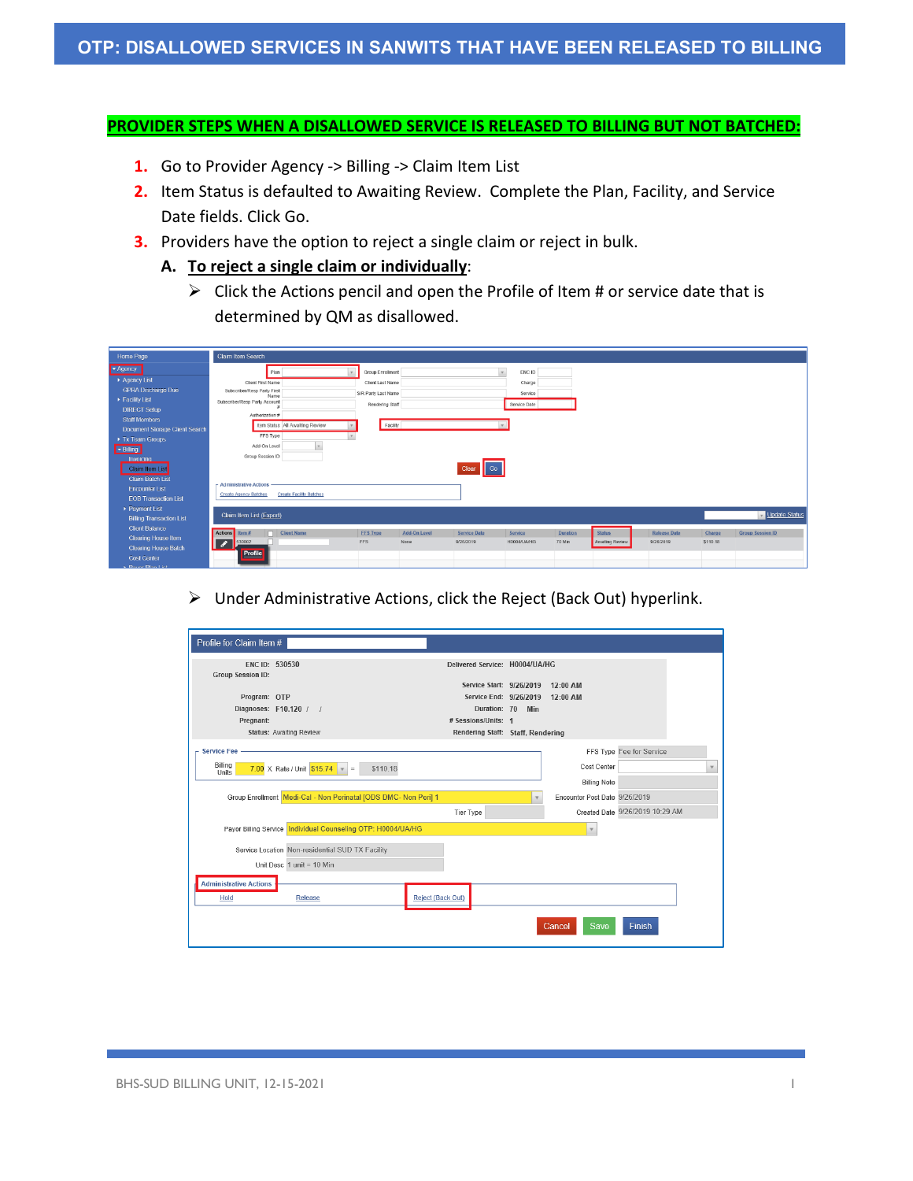# OTP: DISALLOWED SERVICES IN SANWITS THAT HAVE BEEN RELEASED TO BILLING

## PROVIDER STEPS WHEN A DISALLOWED SERVICE IS RELEASED TO BILLING BUT NOT BATCHED:

1. Go to Provider Agency -> Billing -> Claim Item List
2. Item Status is defaulted to Awaiting Review. Complete the Plan, Facility, and Service Date fields. Click Go.
3. Providers have the option to reject a single claim or reject in bulk.

   **A. To reject a single claim or individually:**

   - Click the Actions pencil and open the Profile of Item # or service date that is determined by QM as disallowed.

   - Under Administrative Actions, click the Reject (Back Out) hyperlink.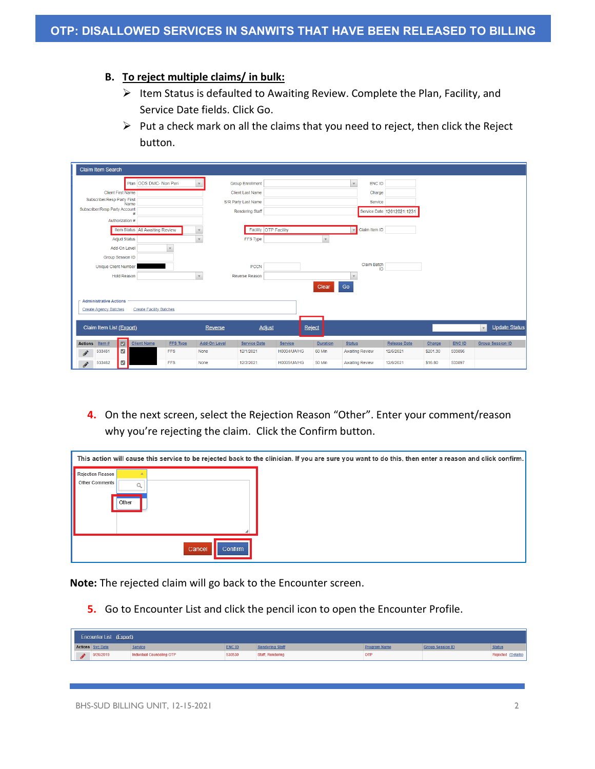**B. To reject multiple claims/ in bulk:**

- Item Status is defaulted to Awaiting Review. Complete the Plan, Facility, and Service Date fields. Click Go.
- Put a check mark on all the claims that you need to reject, then click the Reject button.

4. On the next screen, select the Rejection Reason "Other". Enter your comment/reason why you're rejecting the claim. Click the Confirm button.

**Note:** The rejected claim will go back to the Encounter screen.

5. Go to Encounter List and click the pencil icon to open the Encounter Profile.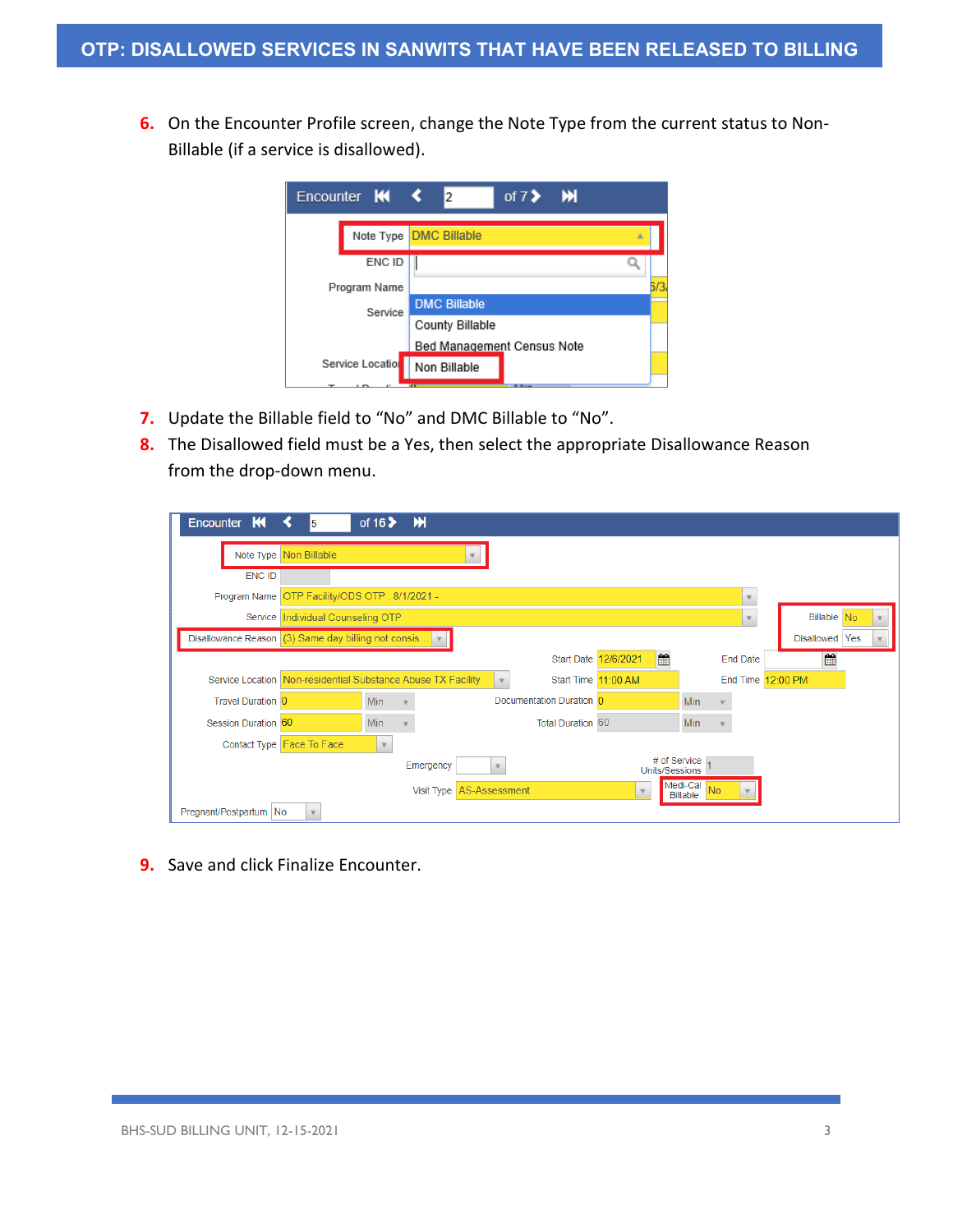6. On the Encounter Profile screen, change the Note Type from the current status to Non-Billable (if a service is disallowed).

7. Update the Billable field to “No” and DMC Billable to “No”.
8. The Disallowed field must be a Yes, then select the appropriate Disallowance Reason from the drop-down menu.

9. Save and click Finalize Encounter.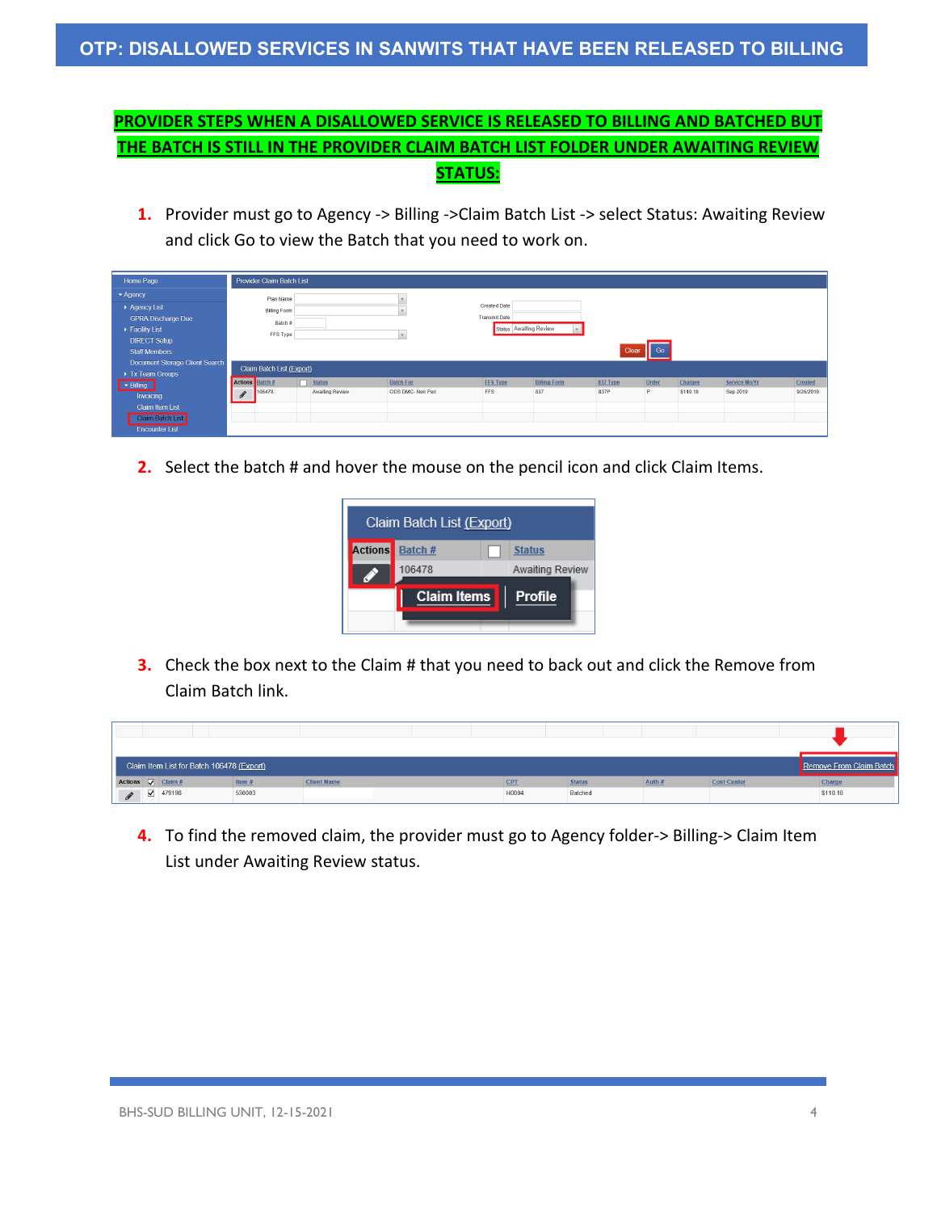# OTP: DISALLOWED SERVICES IN SANWITS THAT HAVE BEEN RELEASED TO BILLING

## PROVIDER STEPS WHEN A DISALLOWED SERVICE IS RELEASED TO BILLING AND BATCHED BUT THE BATCH IS STILL IN THE PROVIDER CLAIM BATCH LIST FOLDER UNDER AWAITING REVIEW STATUS:

1. Provider must go to Agency -> Billing ->Claim Batch List -> select Status: Awaiting Review and click Go to view the Batch that you need to work on.

2. Select the batch # and hover the mouse on the pencil icon and click Claim Items.

3. Check the box next to the Claim # that you need to back out and click the Remove from Claim Batch link.

4. To find the removed claim, the provider must go to Agency folder-> Billing-> Claim Item List under Awaiting Review status.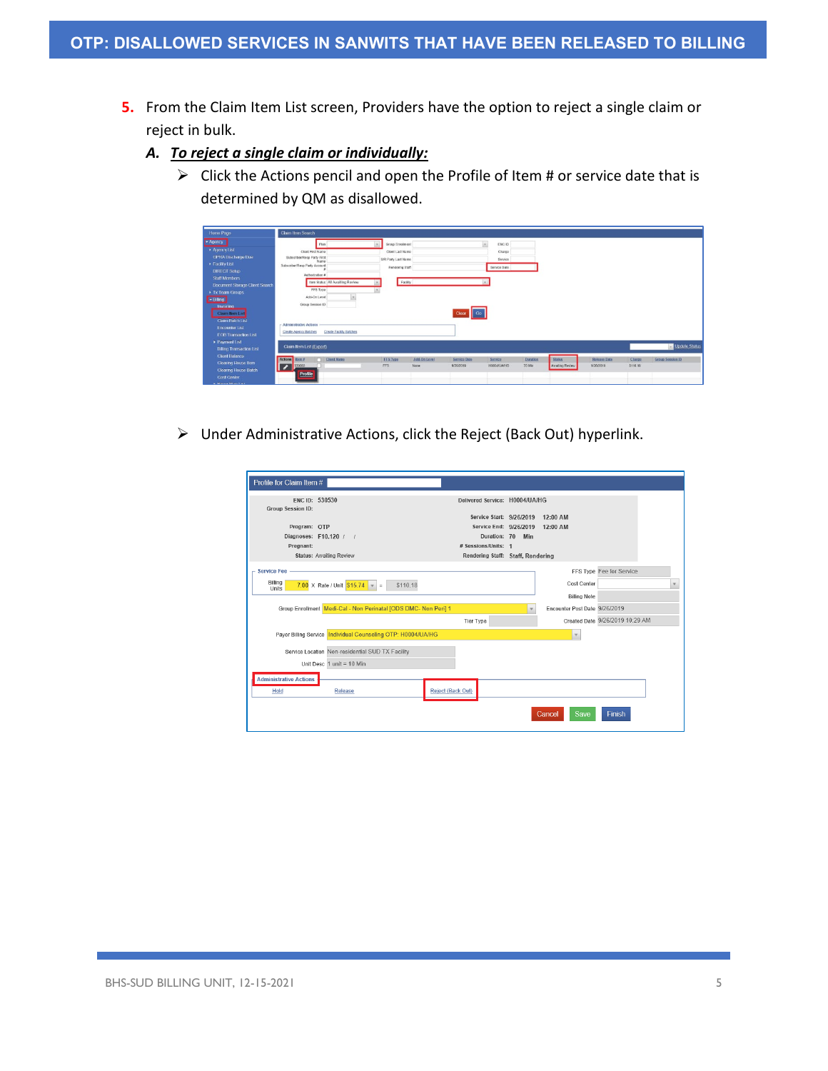5. From the Claim Item List screen, Providers have the option to reject a single claim or reject in bulk.

   **A. *To reject a single claim or individually:***

   - Click the Actions pencil and open the Profile of Item # or service date that is determined by QM as disallowed.

   - Under Administrative Actions, click the Reject (Back Out) hyperlink.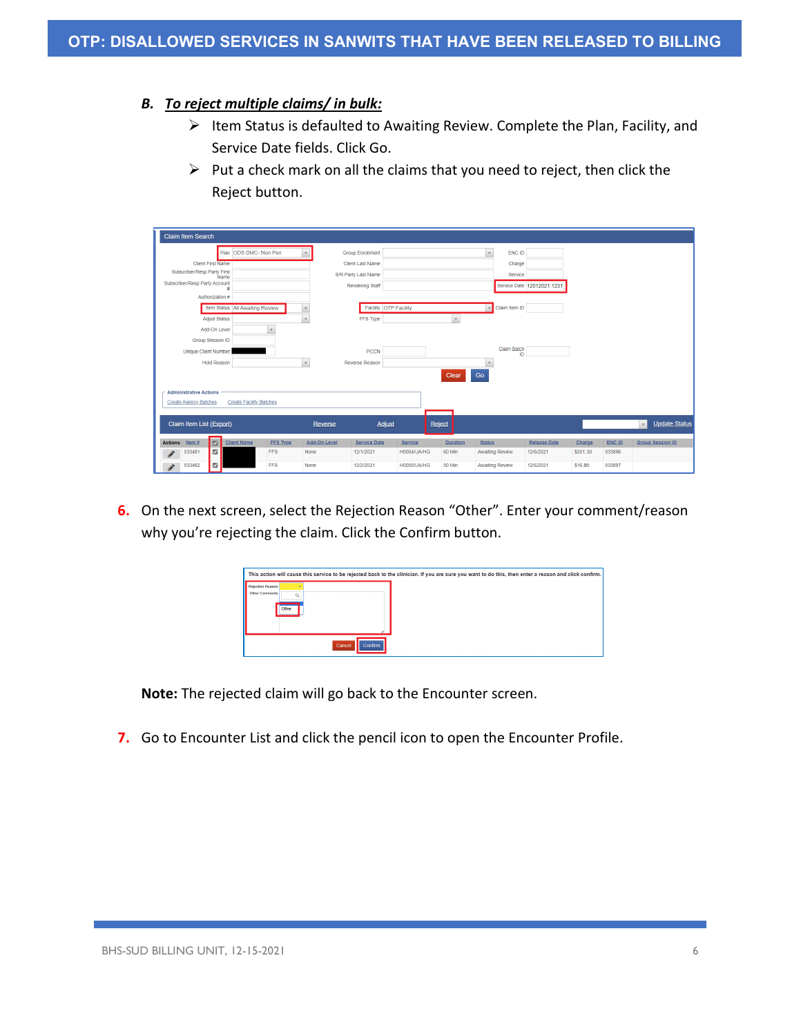## B. To reject multiple claims/ in bulk:

- Item Status is defaulted to Awaiting Review. Complete the Plan, Facility, and Service Date fields. Click Go.
- Put a check mark on all the claims that you need to reject, then click the Reject button.

6. On the next screen, select the Rejection Reason "Other". Enter your comment/reason why you're rejecting the claim. Click the Confirm button.

**Note:** The rejected claim will go back to the Encounter screen.

7. Go to Encounter List and click the pencil icon to open the Encounter Profile.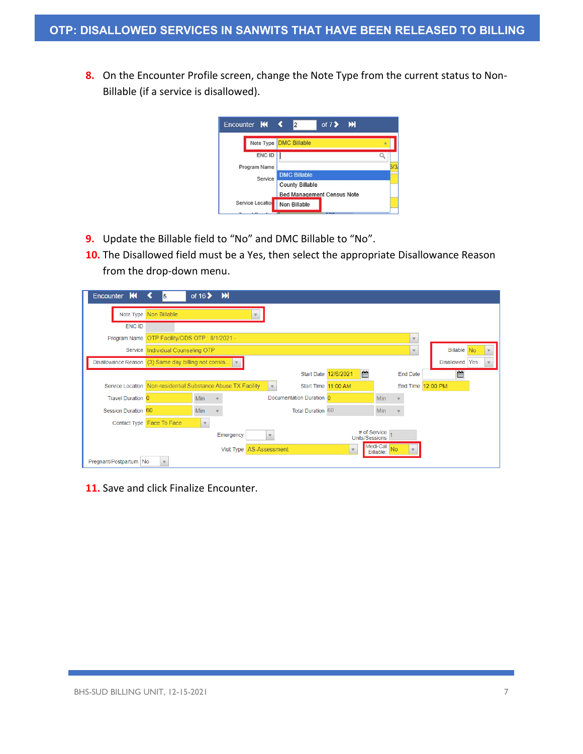8. On the Encounter Profile screen, change the Note Type from the current status to Non-Billable (if a service is disallowed).

9. Update the Billable field to "No" and DMC Billable to "No".
10. The Disallowed field must be a Yes, then select the appropriate Disallowance Reason from the drop-down menu.

11. Save and click Finalize Encounter.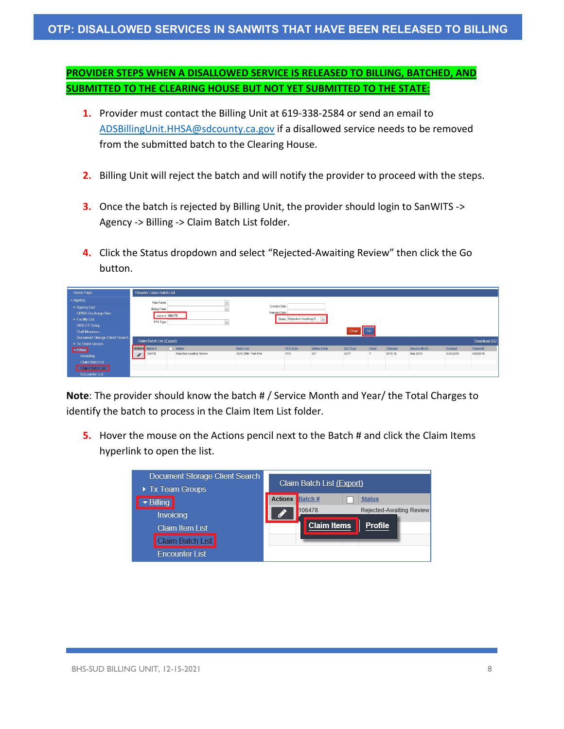**PROVIDER STEPS WHEN A DISALLOWED SERVICE IS RELEASED TO BILLING, BATCHED, AND SUBMITTED TO THE CLEARING HOUSE BUT NOT YET SUBMITTED TO THE STATE:**

1. Provider must contact the Billing Unit at 619-338-2584 or send an email to ADSBillingUnit.HHSA@sdcounty.ca.gov if a disallowed service needs to be removed from the submitted batch to the Clearing House.

2. Billing Unit will reject the batch and will notify the provider to proceed with the steps.

3. Once the batch is rejected by Billing Unit, the provider should login to SanWITS -> Agency -> Billing -> Claim Batch List folder.

4. Click the Status dropdown and select "Rejected-Awaiting Review" then click the Go button.

**Note**: The provider should know the batch # / Service Month and Year/ the Total Charges to identify the batch to process in the Claim Item List folder.

5. Hover the mouse on the Actions pencil next to the Batch # and click the Claim Items hyperlink to open the list.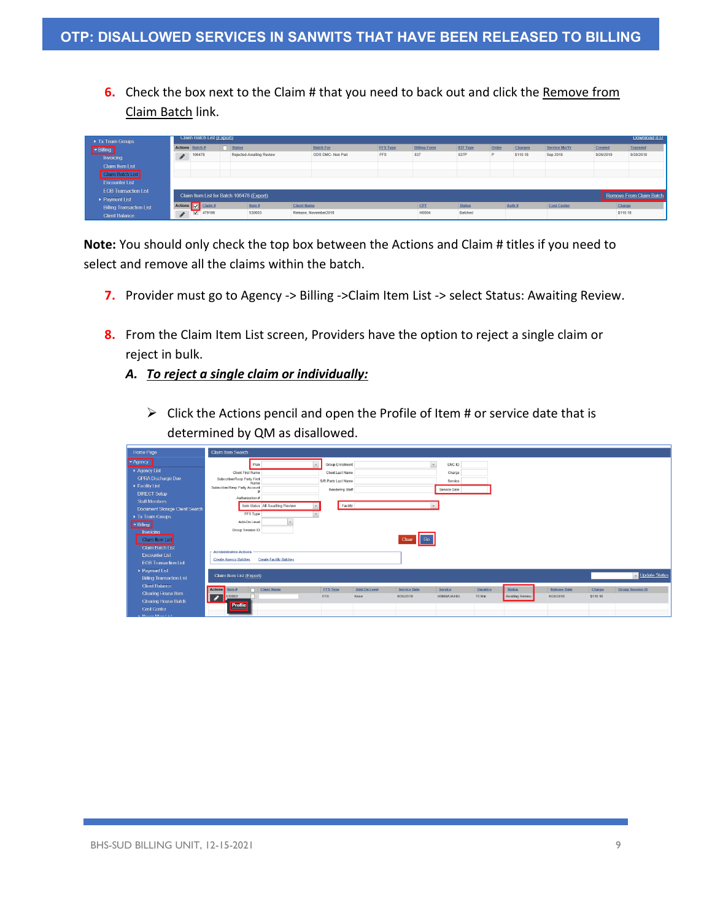6. Check the box next to the Claim # that you need to back out and click the Remove from Claim Batch link.

**Note:** You should only check the top box between the Actions and Claim # titles if you need to select and remove all the claims within the batch.

7. Provider must go to Agency -> Billing ->Claim Item List -> select Status: Awaiting Review.

8. From the Claim Item List screen, Providers have the option to reject a single claim or reject in bulk.

   ***A. To reject a single claim or individually:***

   - Click the Actions pencil and open the Profile of Item # or service date that is determined by QM as disallowed.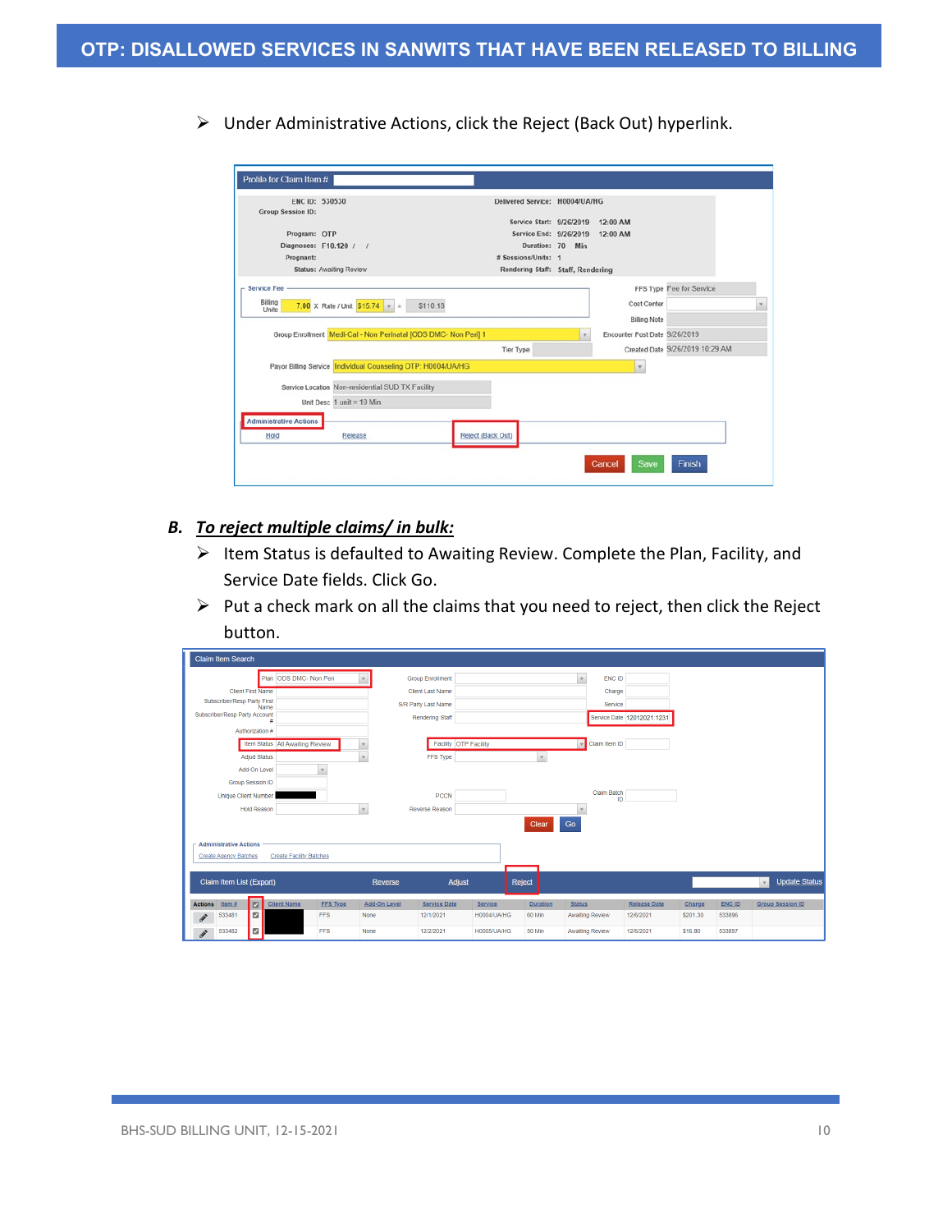- Under Administrative Actions, click the Reject (Back Out) hyperlink.

**B. _To reject multiple claims/ in bulk:_**

- Item Status is defaulted to Awaiting Review. Complete the Plan, Facility, and Service Date fields. Click Go.
- Put a check mark on all the claims that you need to reject, then click the Reject button.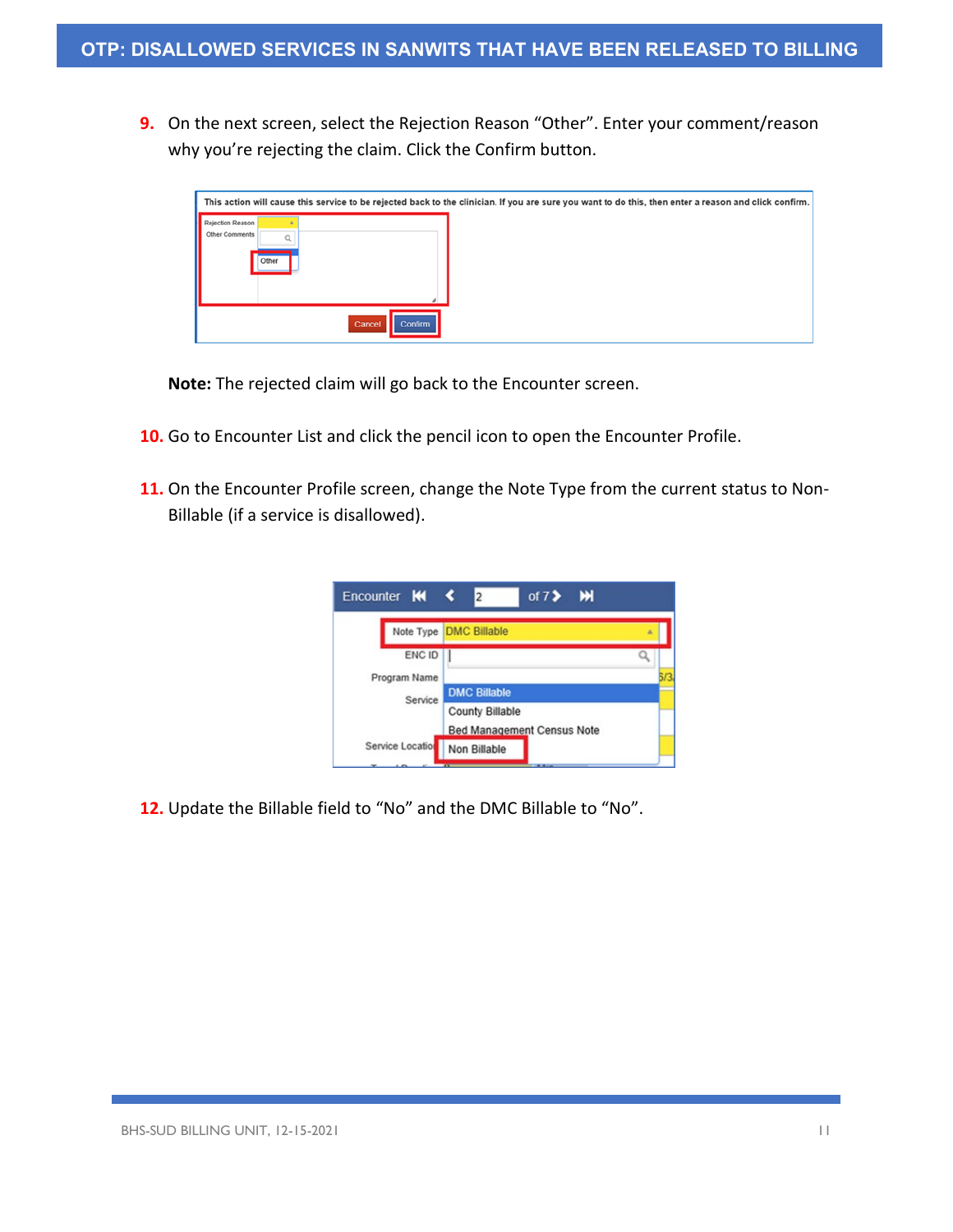9. On the next screen, select the Rejection Reason "Other". Enter your comment/reason why you're rejecting the claim. Click the Confirm button.

**Note:** The rejected claim will go back to the Encounter screen.

10. Go to Encounter List and click the pencil icon to open the Encounter Profile.

11. On the Encounter Profile screen, change the Note Type from the current status to Non-Billable (if a service is disallowed).

12. Update the Billable field to "No" and the DMC Billable to "No".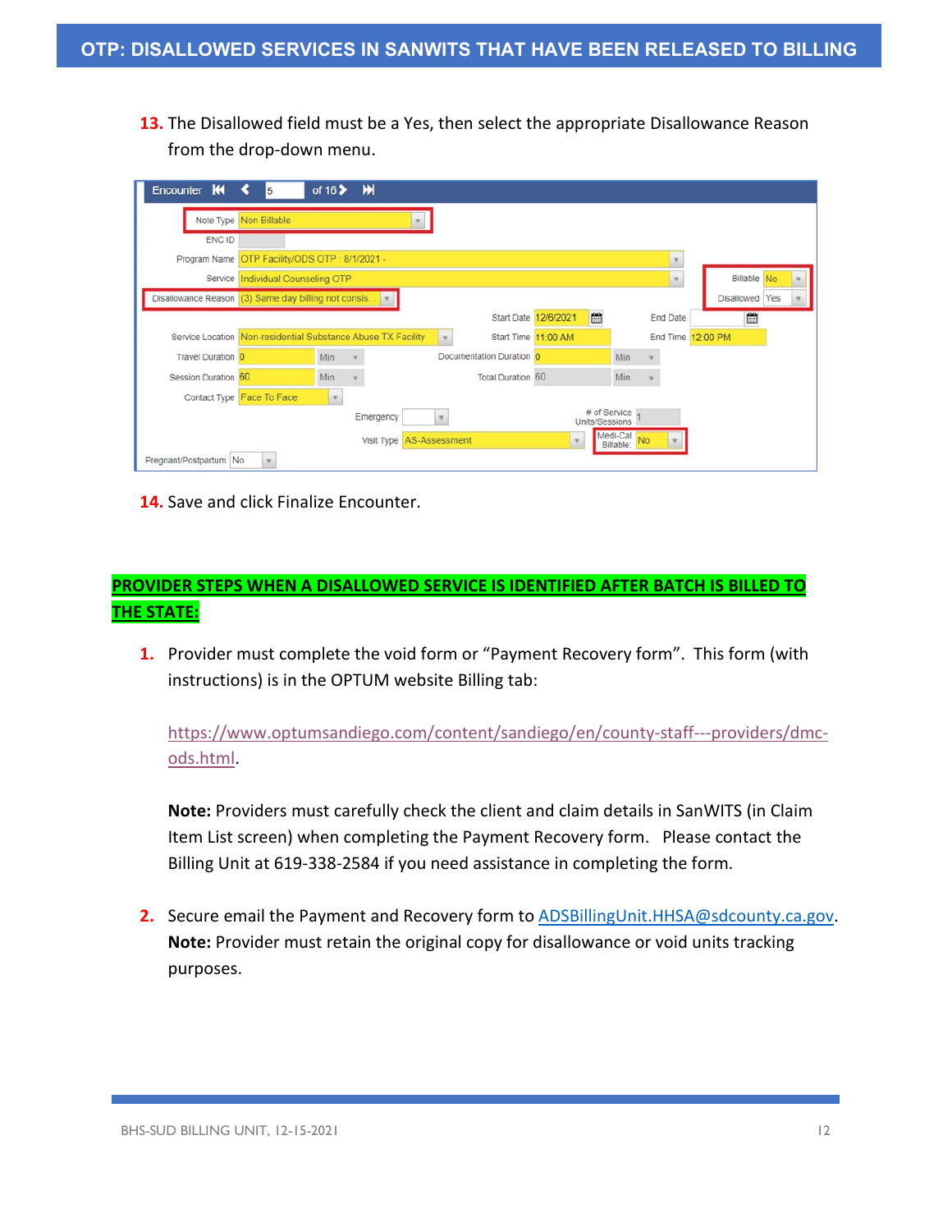13. The Disallowed field must be a Yes, then select the appropriate Disallowance Reason from the drop-down menu.

14. Save and click Finalize Encounter.

**PROVIDER STEPS WHEN A DISALLOWED SERVICE IS IDENTIFIED AFTER BATCH IS BILLED TO THE STATE:**

1. Provider must complete the void form or "Payment Recovery form". This form (with instructions) is in the OPTUM website Billing tab:

   https://www.optumsandiego.com/content/sandiego/en/county-staff---providers/dmc-ods.html.

   **Note:** Providers must carefully check the client and claim details in SanWITS (in Claim Item List screen) when completing the Payment Recovery form. Please contact the Billing Unit at 619-338-2584 if you need assistance in completing the form.

2. Secure email the Payment and Recovery form to ADSBillingUnit.HHSA@sdcounty.ca.gov.
   **Note:** Provider must retain the original copy for disallowance or void units tracking purposes.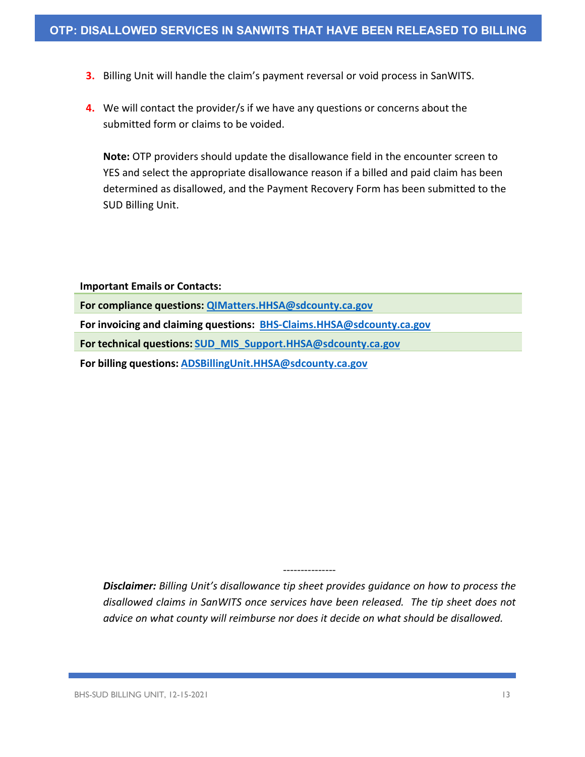3. Billing Unit will handle the claim's payment reversal or void process in SanWITS.

4. We will contact the provider/s if we have any questions or concerns about the submitted form or claims to be voided.

   **Note:** OTP providers should update the disallowance field in the encounter screen to YES and select the appropriate disallowance reason if a billed and paid claim has been determined as disallowed, and the Payment Recovery Form has been submitted to the SUD Billing Unit.

| **Important Emails or Contacts:** |
|---|
| **For compliance questions:** QIMatters.HHSA@sdcounty.ca.gov |
| **For invoicing and claiming questions:** BHS-Claims.HHSA@sdcounty.ca.gov |
| **For technical questions:** SUD_MIS_Support.HHSA@sdcounty.ca.gov |
| **For billing questions:** ADSBillingUnit.HHSA@sdcounty.ca.gov |

---------------

***Disclaimer:*** *Billing Unit's disallowance tip sheet provides guidance on how to process the disallowed claims in SanWITS once services have been released. The tip sheet does not advice on what county will reimburse nor does it decide on what should be disallowed.*